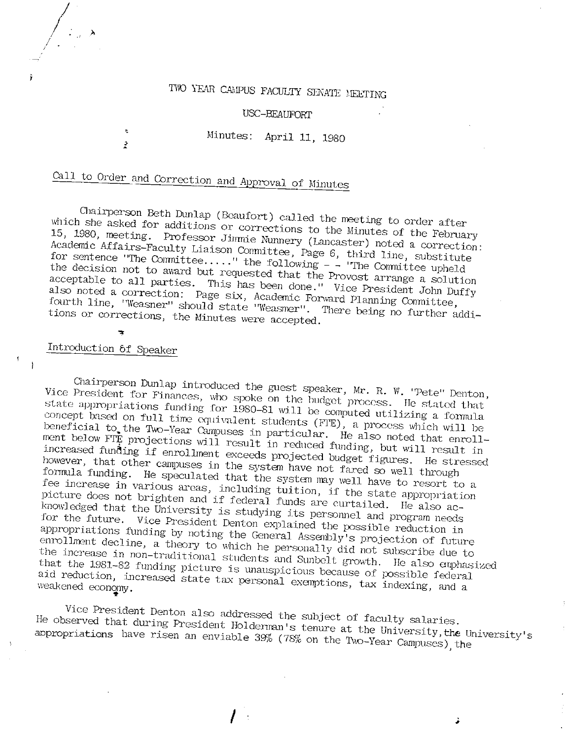# TWO YEAR CAMPUS FACULTY SENATE MEETING

## USC-BEAUFORT

### Minutes: April 11, 1980

### Call to Order and Correction and Approval of Minutes

Chairperson Beth Dunlap (Beaufort) called the meeting to order after which she asked for additions or corrections to the Minutes of the February 15, 1980, meeting. Professor Jimmie Nunnery (Lancaster) noted a correction: Academic Affairs-Faculty Liaison Committee, Page 6, third line, substitute for sentence "The Committee....." the following - - "The Committee upheld the decision not to award but requested that the Provost arrange a solution acceptable to all parties. This has been done." Vice President John Duffy also noted a correction: Page six, Academic Forward Planning Committee, fourth line, "Weasner" should state "Weasmer". There being no further additions or corrections, the Minutes were accepted.

### Introduction of Speaker

Chairperson Dunlap introduced the guest speaker, Mr. R. W. "Pete" Denton, Vice President for Finances, who spoke on the budget process. He stated that state appropriations funding for 1980-81 will be computed utilizing a formula concept based on full time equivalent students (FTE), a process which will be beneficial to the Two-Year Campuses in particular. He also noted that enrollment below FTE projections will result in reduced funding, but will result in increased funding if enrollment exceeds projected budget figures. He stressed however, that other campuses in the system have not fared so well through formula funding. He speculated that the system may well have to resort to a fee increase in various areas, including tuition, if the state appropriation picture does not brighten and if federal funds are curtailed. He also acknowledged that the University is studying its personnel and program needs for the future. Vice President Denton explained the possible reduction in appropriations funding by noting the General Assembly's projection of future enrollment decline, a theory to which he personally did not subscribe due to the increase in non-traditional students and Sunbelt growth. He also emphasized that the 1981-82 funding picture is unauspicious because of possible federal aid reduction, increased state tax personal exemptions, tax indexing, and a weakened economy.

Vice President Denton also addressed the subject of faculty salaries. He observed that during President Holderman's tenure at the University, the University's appropriations have risen an enviable 39% (78% on the Two-Year Campuses), the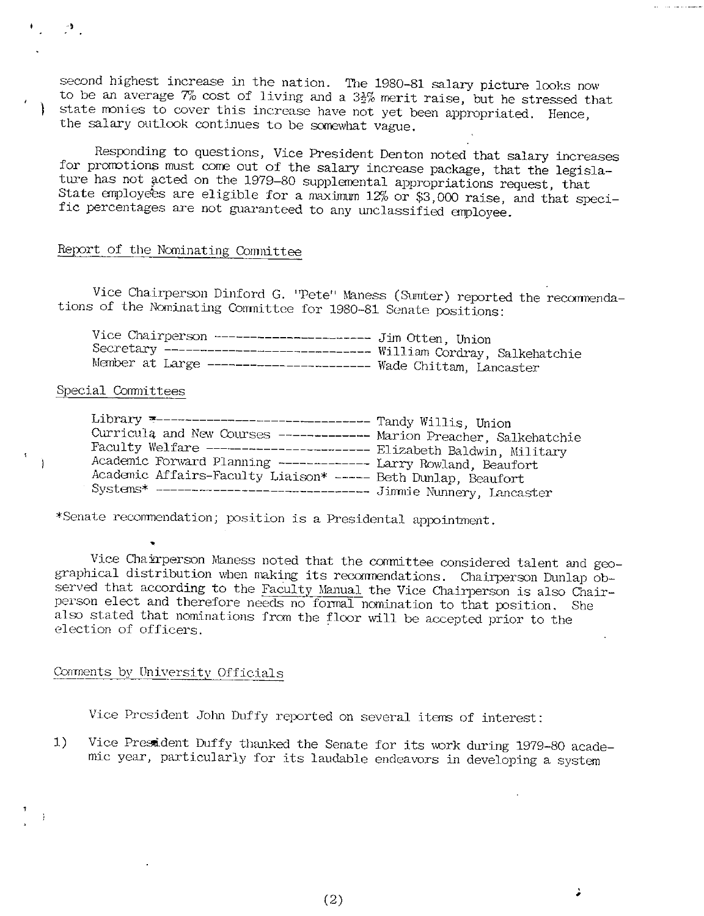second highest increase in the nation. The 1980-81 salary picture looks now to be an average 7% cost of living and a 3½% merit raise, but he stressed that state monies to cover this increase have not yet been appropriated. Hence, the salary outlook continues to be somewhat vague.

Responding to questions, Vice President Denton noted that salary increases for promotions must come out of the salary increase package, that the legislature has not acted on the 1979-80 supplemental appropriations request, that State employees are eligible for a maximum 12% or $3,000 raise, and that specific percentages are not guaranteed to any unclassified employee.

## Report of the Nominating Committee

Vice Chairperson Dinford G. "Pete" Maness (Sumter) reported the recommendations of the Nominating Committee for 1980-81 Senate positions:

| | |
|---|---|
| Vice Chairperson | Jim Otten, Union |
| Secretary | William Cordray, Salkehatchie |
| Member at Large | Wade Chittam, Lancaster |

## Special Committees

| | |
|---|---|
| Library | Tandy Willis, Union |
| Curricula and New Courses | Marion Preacher, Salkehatchie |
| Faculty Welfare | Elizabeth Baldwin, Military |
| Academic Forward Planning | Larry Rowland, Beaufort |
| Academic Affairs-Faculty Liaison* | Beth Dunlap, Beaufort |
| Systems* | Jimmie Nunnery, Lancaster |

*Senate recommendation; position is a Presidental appointment.

Vice Chairperson Maness noted that the committee considered talent and geographical distribution when making its recommendations. Chairperson Dunlap observed that according to the Faculty Manual the Vice Chairperson is also Chairperson elect and therefore needs no formal nomination to that position. She also stated that nominations from the floor will be accepted prior to the election of officers.

## Comments by University Officials

Vice President John Duffy reported on several items of interest:

1) Vice President Duffy thanked the Senate for its work during 1979-80 academic year, particularly for its laudable endeavors in developing a system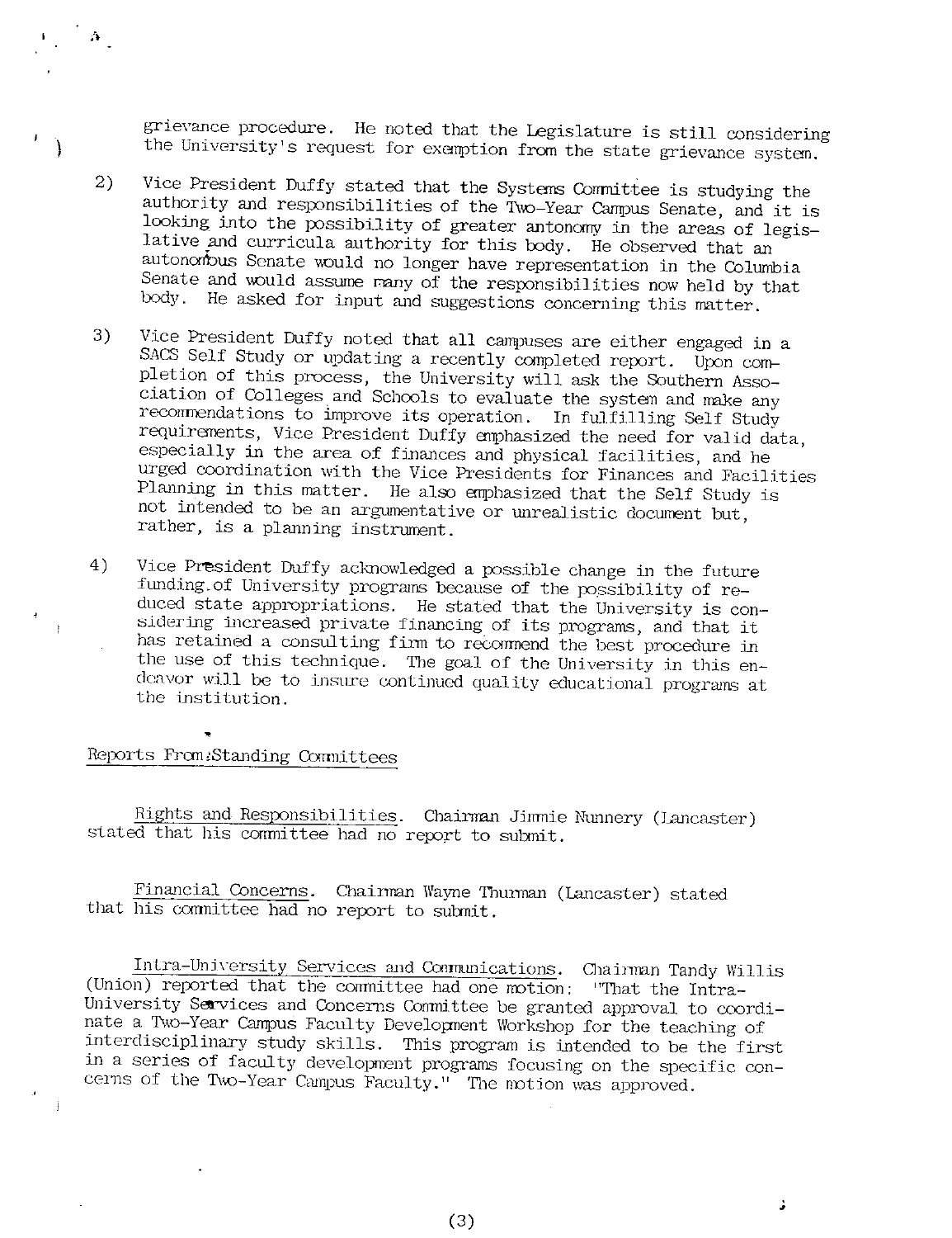grievance procedure. He noted that the Legislature is still considering the University's request for exemption from the state grievance system.

2) Vice President Duffy stated that the Systems Committee is studying the authority and responsibilities of the Two-Year Campus Senate, and it is looking into the possibility of greater antonomy in the areas of legislative and curricula authority for this body. He observed that an autonomous Senate would no longer have representation in the Columbia Senate and would assume many of the responsibilities now held by that body. He asked for input and suggestions concerning this matter.

3) Vice President Duffy noted that all campuses are either engaged in a SACS Self Study or updating a recently completed report. Upon completion of this process, the University will ask the Southern Association of Colleges and Schools to evaluate the system and make any recommendations to improve its operation. In fulfilling Self Study requirements, Vice President Duffy emphasized the need for valid data, especially in the area of finances and physical facilities, and he urged coordination with the Vice Presidents for Finances and Facilities Planning in this matter. He also emphasized that the Self Study is not intended to be an argumentative or unrealistic document but, rather, is a planning instrument.

4) Vice President Duffy acknowledged a possible change in the future funding of University programs because of the possibility of reduced state appropriations. He stated that the University is considering increased private financing of its programs, and that it has retained a consulting firm to recommend the best procedure in the use of this technique. The goal of the University in this endeavor will be to insure continued quality educational programs at the institution.

Reports From Standing Committees

Rights and Responsibilities. Chairman Jimmie Nunnery (Lancaster) stated that his committee had no report to submit.

Financial Concerns. Chairman Wayne Thurman (Lancaster) stated that his committee had no report to submit.

Intra-University Services and Communications. Chairman Tandy Willis (Union) reported that the committee had one motion: "That the Intra-University Services and Concerns Committee be granted approval to coordinate a Two-Year Campus Faculty Development Workshop for the teaching of interdisciplinary study skills. This program is intended to be the first in a series of faculty development programs focusing on the specific concerns of the Two-Year Campus Faculty." The motion was approved.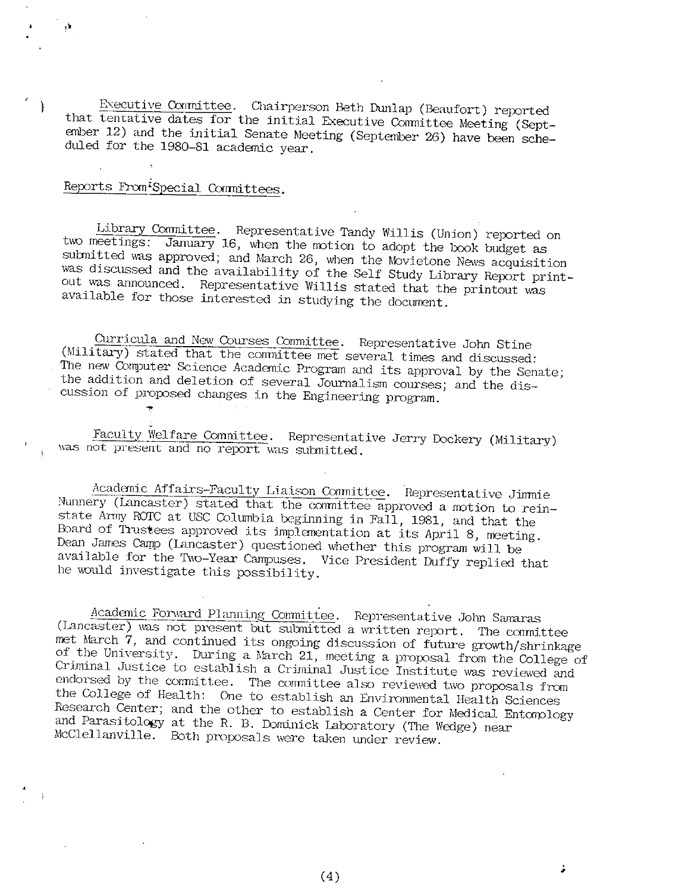Executive Committee. Chairperson Beth Dunlap (Beaufort) reported that tentative dates for the initial Executive Committee Meeting (September 12) and the initial Senate Meeting (September 26) have been scheduled for the 1980-81 academic year.

Reports From Special Committees.

Library Committee. Representative Tandy Willis (Union) reported on two meetings: January 16, when the motion to adopt the book budget as submitted was approved; and March 26, when the Movietone News acquisition was discussed and the availability of the Self Study Library Report printout was announced. Representative Willis stated that the printout was available for those interested in studying the document.

Curricula and New Courses Committee. Representative John Stine (Military) stated that the committee met several times and discussed: The new Computer Science Academic Program and its approval by the Senate; the addition and deletion of several Journalism courses; and the discussion of proposed changes in the Engineering program.

Faculty Welfare Committee. Representative Jerry Dockery (Military) was not present and no report was submitted.

Academic Affairs-Faculty Liaison Committee. Representative Jimmie Nunnery (Lancaster) stated that the committee approved a motion to reinstate Army ROTC at USC Columbia beginning in Fall, 1981, and that the Board of Trustees approved its implementation at its April 8, meeting. Dean James Camp (Lancaster) questioned whether this program will be available for the Two-Year Campuses. Vice President Duffy replied that he would investigate this possibility.

Academic Forward Planning Committee. Representative John Samaras (Lancaster) was not present but submitted a written report. The committee met March 7, and continued its ongoing discussion of future growth/shrinkage of the University. During a March 21, meeting a proposal from the College of Criminal Justice to establish a Criminal Justice Institute was reviewed and endorsed by the committee. The committee also reviewed two proposals from the College of Health: One to establish an Environmental Health Sciences Research Center; and the other to establish a Center for Medical Entomology and Parasitology at the R. B. Dominick Laboratory (The Wedge) near McClellanville. Both proposals were taken under review.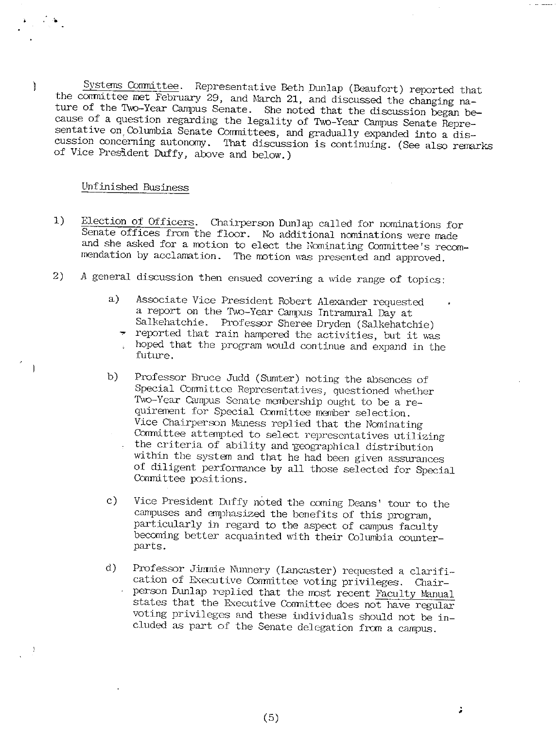Systems Committee. Representative Beth Dunlap (Beaufort) reported that the committee met February 29, and March 21, and discussed the changing nature of the Two-Year Campus Senate. She noted that the discussion began because of a question regarding the legality of Two-Year Campus Senate Representative on Columbia Senate Committees, and gradually expanded into a discussion concerning autonomy. That discussion is continuing. (See also remarks of Vice President Duffy, above and below.)

Unfinished Business

1) Election of Officers. Chairperson Dunlap called for nominations for Senate offices from the floor. No additional nominations were made and she asked for a motion to elect the Nominating Committee's recommendation by acclamation. The motion was presented and approved.

2) A general discussion then ensued covering a wide range of topics:

   a) Associate Vice President Robert Alexander requested a report on the Two-Year Campus Intramural Day at Salkehatchie. Professor Sheree Dryden (Salkehatchie) reported that rain hampered the activities, but it was hoped that the program would continue and expand in the future.

   b) Professor Bruce Judd (Sumter) noting the absences of Special Committee Representatives, questioned whether Two-Year Campus Senate membership ought to be a requirement for Special Committee member selection. Vice Chairperson Maness replied that the Nominating Committee attempted to select representatives utilizing the criteria of ability and geographical distribution within the system and that he had been given assurances of diligent performance by all those selected for Special Committee positions.

   c) Vice President Duffy noted the coming Deans' tour to the campuses and emphasized the benefits of this program, particularly in regard to the aspect of campus faculty becoming better acquainted with their Columbia counterparts.

   d) Professor Jimmie Nunnery (Lancaster) requested a clarification of Executive Committee voting privileges. Chairperson Dunlap replied that the most recent Faculty Manual states that the Executive Committee does not have regular voting privileges and these individuals should not be included as part of the Senate delegation from a campus.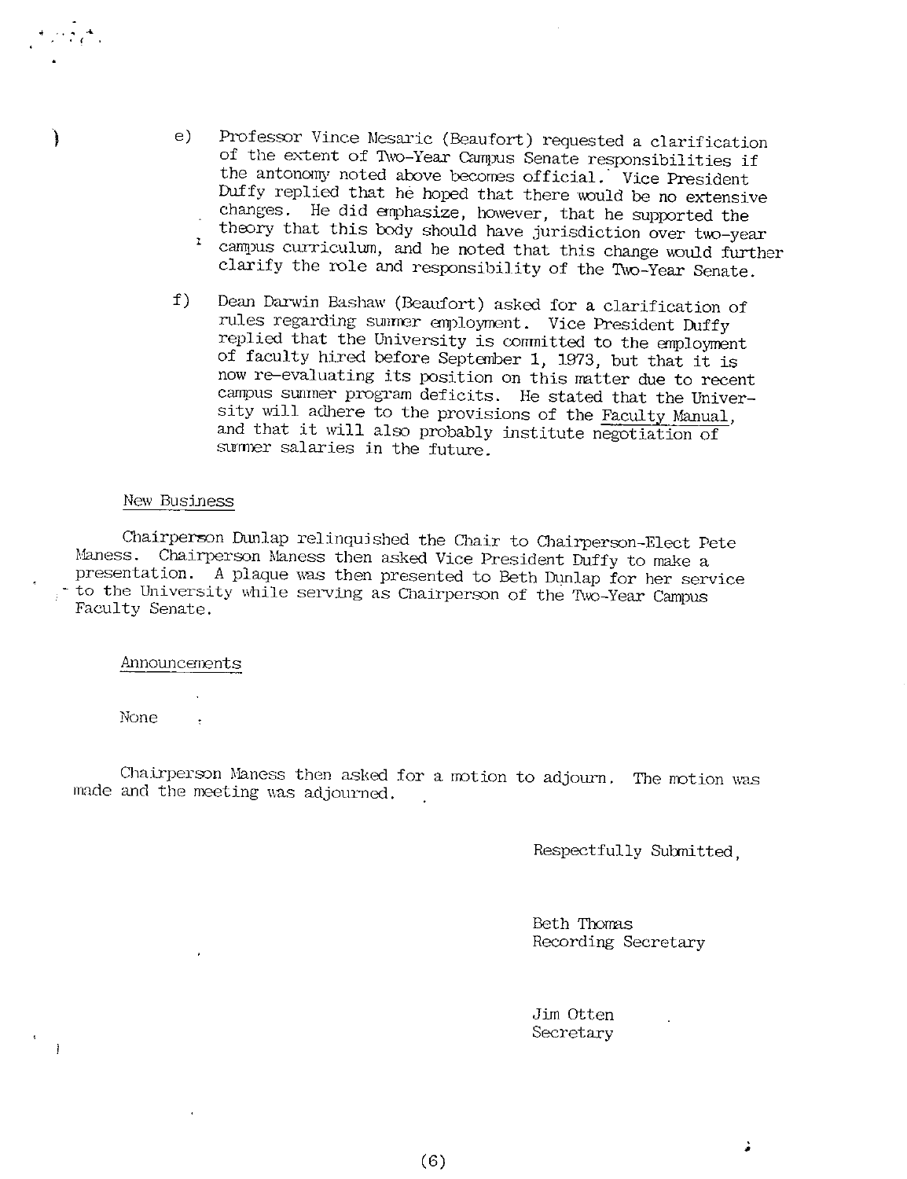e) Professor Vince Mesaric (Beaufort) requested a clarification of the extent of Two-Year Campus Senate responsibilities if the antonomy noted above becomes official. Vice President Duffy replied that he hoped that there would be no extensive changes. He did emphasize, however, that he supported the theory that this body should have jurisdiction over two-year campus curriculum, and he noted that this change would further clarify the role and responsibility of the Two-Year Senate.

f) Dean Darwin Bashaw (Beaufort) asked for a clarification of rules regarding summer employment. Vice President Duffy replied that the University is committed to the employment of faculty hired before September 1, 1973, but that it is now re-evaluating its position on this matter due to recent campus summer program deficits. He stated that the University will adhere to the provisions of the Faculty Manual, and that it will also probably institute negotiation of summer salaries in the future.

New Business

Chairperson Dunlap relinquished the Chair to Chairperson-Elect Pete Maness. Chairperson Maness then asked Vice President Duffy to make a presentation. A plaque was then presented to Beth Dunlap for her service to the University while serving as Chairperson of the Two-Year Campus Faculty Senate.

Announcements

None

Chairperson Maness then asked for a motion to adjourn. The motion was made and the meeting was adjourned.

Respectfully Submitted,

Beth Thomas
Recording Secretary

Jim Otten
Secretary